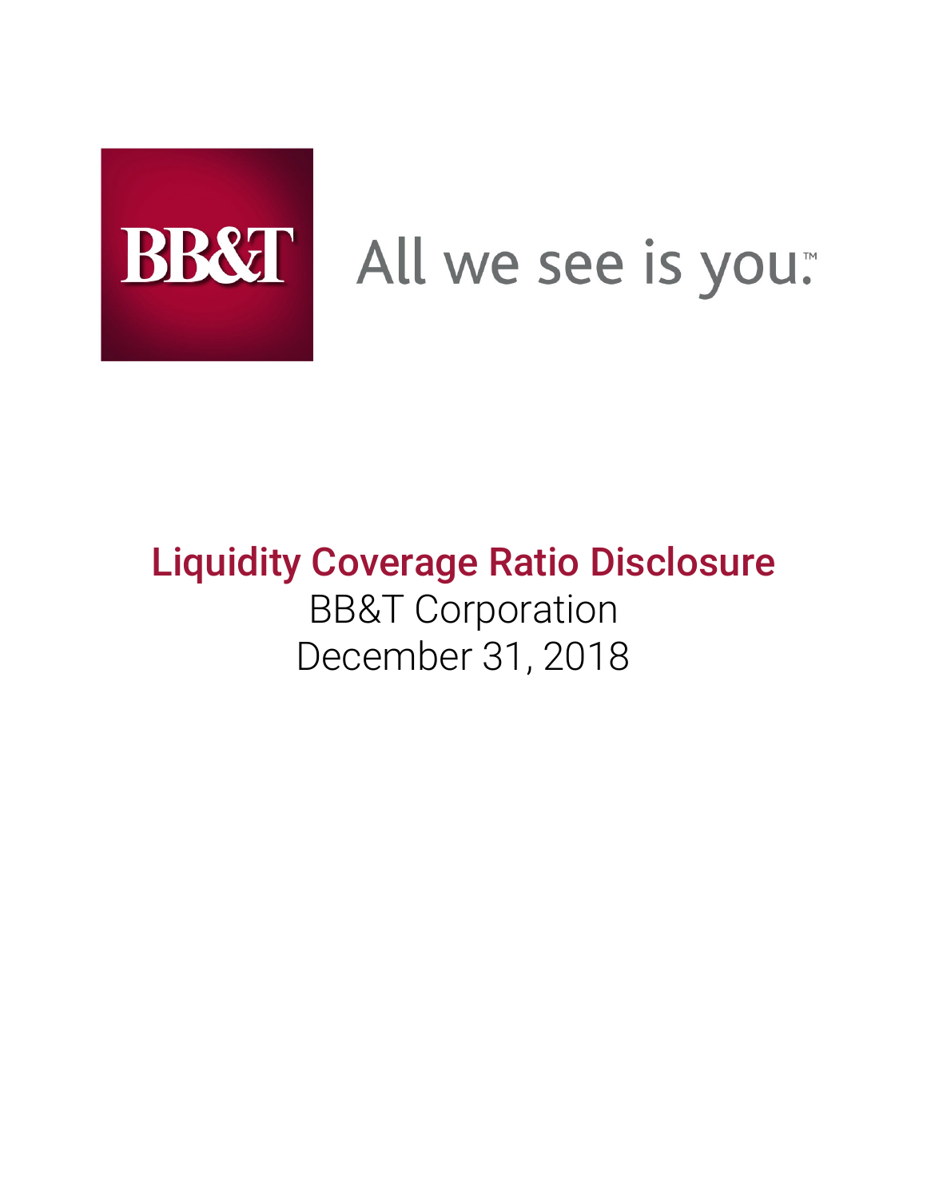BB&T

All we see is you.™

# Liquidity Coverage Ratio Disclosure

BB&T Corporation

December 31, 2018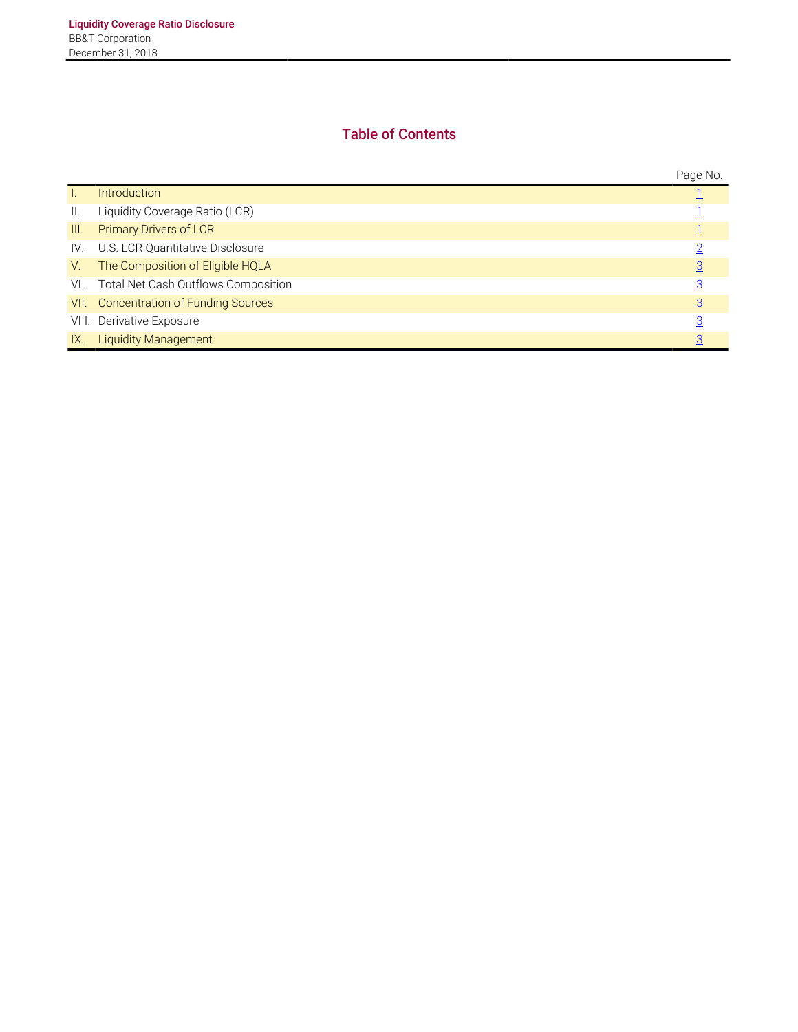# Table of Contents

| | | Page No. |
|---|---|---|
| I. | Introduction | 1 |
| II. | Liquidity Coverage Ratio (LCR) | 1 |
| III. | Primary Drivers of LCR | 1 |
| IV. | U.S. LCR Quantitative Disclosure | 2 |
| V. | The Composition of Eligible HQLA | 3 |
| VI. | Total Net Cash Outflows Composition | 3 |
| VII. | Concentration of Funding Sources | 3 |
| VIII. | Derivative Exposure | 3 |
| IX. | Liquidity Management | 3 |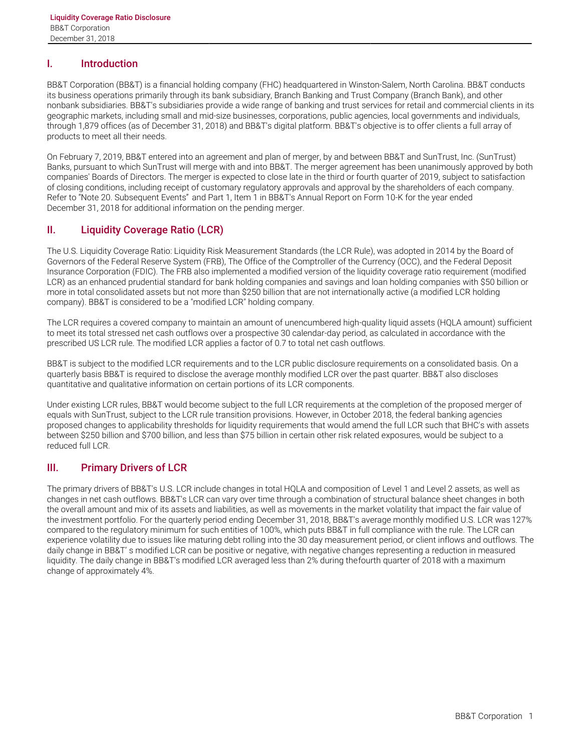## I. Introduction

BB&T Corporation (BB&T) is a financial holding company (FHC) headquartered in Winston-Salem, North Carolina. BB&T conducts its business operations primarily through its bank subsidiary, Branch Banking and Trust Company (Branch Bank), and other nonbank subsidiaries. BB&T's subsidiaries provide a wide range of banking and trust services for retail and commercial clients in its geographic markets, including small and mid-size businesses, corporations, public agencies, local governments and individuals, through 1,879 offices (as of December 31, 2018) and BB&T's digital platform. BB&T's objective is to offer clients a full array of products to meet all their needs.

On February 7, 2019, BB&T entered into an agreement and plan of merger, by and between BB&T and SunTrust, Inc. (SunTrust) Banks, pursuant to which SunTrust will merge with and into BB&T. The merger agreement has been unanimously approved by both companies' Boards of Directors. The merger is expected to close late in the third or fourth quarter of 2019, subject to satisfaction of closing conditions, including receipt of customary regulatory approvals and approval by the shareholders of each company. Refer to "Note 20. Subsequent Events" and Part 1, Item 1 in BB&T's Annual Report on Form 10-K for the year ended December 31, 2018 for additional information on the pending merger.

## II. Liquidity Coverage Ratio (LCR)

The U.S. Liquidity Coverage Ratio: Liquidity Risk Measurement Standards (the LCR Rule), was adopted in 2014 by the Board of Governors of the Federal Reserve System (FRB), The Office of the Comptroller of the Currency (OCC), and the Federal Deposit Insurance Corporation (FDIC). The FRB also implemented a modified version of the liquidity coverage ratio requirement (modified LCR) as an enhanced prudential standard for bank holding companies and savings and loan holding companies with $50 billion or more in total consolidated assets but not more than $250 billion that are not internationally active (a modified LCR holding company). BB&T is considered to be a "modified LCR" holding company.

The LCR requires a covered company to maintain an amount of unencumbered high-quality liquid assets (HQLA amount) sufficient to meet its total stressed net cash outflows over a prospective 30 calendar-day period, as calculated in accordance with the prescribed US LCR rule. The modified LCR applies a factor of 0.7 to total net cash outflows.

BB&T is subject to the modified LCR requirements and to the LCR public disclosure requirements on a consolidated basis. On a quarterly basis BB&T is required to disclose the average monthly modified LCR over the past quarter. BB&T also discloses quantitative and qualitative information on certain portions of its LCR components.

Under existing LCR rules, BB&T would become subject to the full LCR requirements at the completion of the proposed merger of equals with SunTrust, subject to the LCR rule transition provisions. However, in October 2018, the federal banking agencies proposed changes to applicability thresholds for liquidity requirements that would amend the full LCR such that BHC's with assets between $250 billion and $700 billion, and less than $75 billion in certain other risk related exposures, would be subject to a reduced full LCR.

## III. Primary Drivers of LCR

The primary drivers of BB&T's U.S. LCR include changes in total HQLA and composition of Level 1 and Level 2 assets, as well as changes in net cash outflows. BB&T's LCR can vary over time through a combination of structural balance sheet changes in both the overall amount and mix of its assets and liabilities, as well as movements in the market volatility that impact the fair value of the investment portfolio. For the quarterly period ending December 31, 2018, BB&T's average monthly modified U.S. LCR was 127% compared to the regulatory minimum for such entities of 100%, which puts BB&T in full compliance with the rule. The LCR can experience volatility due to issues like maturing debt rolling into the 30 day measurement period, or client inflows and outflows. The daily change in BB&T' s modified LCR can be positive or negative, with negative changes representing a reduction in measured liquidity. The daily change in BB&T's modified LCR averaged less than 2% during thefourth quarter of 2018 with a maximum change of approximately 4%.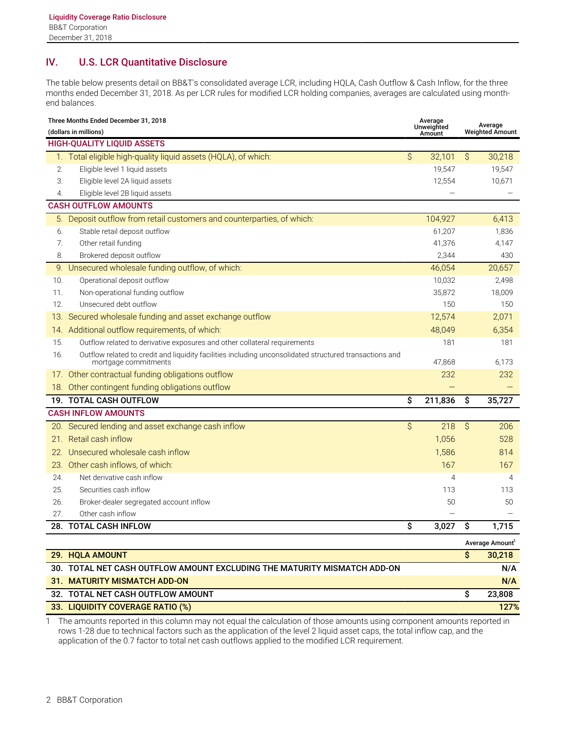## IV. U.S. LCR Quantitative Disclosure

The table below presents detail on BB&T's consolidated average LCR, including HQLA, Cash Outflow & Cash Inflow, for the three months ended December 31, 2018. As per LCR rules for modified LCR holding companies, averages are calculated using month-end balances.

| Three Months Ended December 31, 2018 (dollars in millions) | Average Unweighted Amount | Average Weighted Amount |
|---|---|---|
| **HIGH-QUALITY LIQUID ASSETS** | | |
| 1. Total eligible high-quality liquid assets (HQLA), of which: | $ 32,101 | $ 30,218 |
| 2. Eligible level 1 liquid assets | 19,547 | 19,547 |
| 3. Eligible level 2A liquid assets | 12,554 | 10,671 |
| 4. Eligible level 2B liquid assets | — | — |
| **CASH OUTFLOW AMOUNTS** | | |
| 5. Deposit outflow from retail customers and counterparties, of which: | 104,927 | 6,413 |
| 6. Stable retail deposit outflow | 61,207 | 1,836 |
| 7. Other retail funding | 41,376 | 4,147 |
| 8. Brokered deposit outflow | 2,344 | 430 |
| 9. Unsecured wholesale funding outflow, of which: | 46,054 | 20,657 |
| 10. Operational deposit outflow | 10,032 | 2,498 |
| 11. Non-operational funding outflow | 35,872 | 18,009 |
| 12. Unsecured debt outflow | 150 | 150 |
| 13. Secured wholesale funding and asset exchange outflow | 12,574 | 2,071 |
| 14. Additional outflow requirements, of which: | 48,049 | 6,354 |
| 15. Outflow related to derivative exposures and other collateral requirements | 181 | 181 |
| 16. Outflow related to credit and liquidity facilities including unconsolidated structured transactions and mortgage commitments | 47,868 | 6,173 |
| 17. Other contractual funding obligations outflow | 232 | 232 |
| 18. Other contingent funding obligations outflow | — | — |
| **19. TOTAL CASH OUTFLOW** | **$ 211,836** | **$ 35,727** |
| **CASH INFLOW AMOUNTS** | | |
| 20. Secured lending and asset exchange cash inflow | $ 218 | $ 206 |
| 21. Retail cash inflow | 1,056 | 528 |
| 22. Unsecured wholesale cash inflow | 1,586 | 814 |
| 23. Other cash inflows, of which: | 167 | 167 |
| 24. Net derivative cash inflow | 4 | 4 |
| 25. Securities cash inflow | 113 | 113 |
| 26. Broker-dealer segregated account inflow | 50 | 50 |
| 27. Other cash inflow | — | — |
| **28. TOTAL CASH INFLOW** | **$ 3,027** | **$ 1,715** |

| | Average Amount[1] |
|---|---|
| **29. HQLA AMOUNT** | **$ 30,218** |
| **30. TOTAL NET CASH OUTFLOW AMOUNT EXCLUDING THE MATURITY MISMATCH ADD-ON** | **N/A** |
| **31. MATURITY MISMATCH ADD-ON** | **N/A** |
| **32. TOTAL NET CASH OUTFLOW AMOUNT** | **$ 23,808** |
| **33. LIQUIDITY COVERAGE RATIO (%)** | **127%** |

1 The amounts reported in this column may not equal the calculation of those amounts using component amounts reported in rows 1-28 due to technical factors such as the application of the level 2 liquid asset caps, the total inflow cap, and the application of the 0.7 factor to total net cash outflows applied to the modified LCR requirement.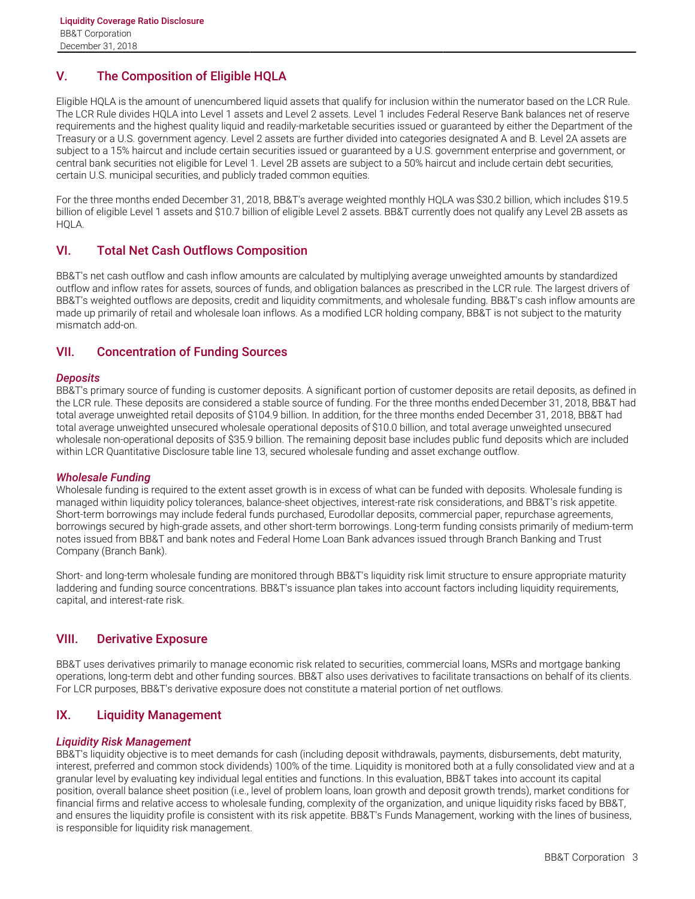## V. The Composition of Eligible HQLA

Eligible HQLA is the amount of unencumbered liquid assets that qualify for inclusion within the numerator based on the LCR Rule. The LCR Rule divides HQLA into Level 1 assets and Level 2 assets. Level 1 includes Federal Reserve Bank balances net of reserve requirements and the highest quality liquid and readily-marketable securities issued or guaranteed by either the Department of the Treasury or a U.S. government agency. Level 2 assets are further divided into categories designated A and B. Level 2A assets are subject to a 15% haircut and include certain securities issued or guaranteed by a U.S. government enterprise and government, or central bank securities not eligible for Level 1. Level 2B assets are subject to a 50% haircut and include certain debt securities, certain U.S. municipal securities, and publicly traded common equities.

For the three months ended December 31, 2018, BB&T's average weighted monthly HQLA was $30.2 billion, which includes $19.5 billion of eligible Level 1 assets and $10.7 billion of eligible Level 2 assets. BB&T currently does not qualify any Level 2B assets as HQLA.

## VI. Total Net Cash Outflows Composition

BB&T's net cash outflow and cash inflow amounts are calculated by multiplying average unweighted amounts by standardized outflow and inflow rates for assets, sources of funds, and obligation balances as prescribed in the LCR rule. The largest drivers of BB&T's weighted outflows are deposits, credit and liquidity commitments, and wholesale funding. BB&T's cash inflow amounts are made up primarily of retail and wholesale loan inflows. As a modified LCR holding company, BB&T is not subject to the maturity mismatch add-on.

## VII. Concentration of Funding Sources

### *Deposits*

BB&T's primary source of funding is customer deposits. A significant portion of customer deposits are retail deposits, as defined in the LCR rule. These deposits are considered a stable source of funding. For the three months ended December 31, 2018, BB&T had total average unweighted retail deposits of $104.9 billion. In addition, for the three months ended December 31, 2018, BB&T had total average unweighted unsecured wholesale operational deposits of $10.0 billion, and total average unweighted unsecured wholesale non-operational deposits of $35.9 billion. The remaining deposit base includes public fund deposits which are included within LCR Quantitative Disclosure table line 13, secured wholesale funding and asset exchange outflow.

### *Wholesale Funding*

Wholesale funding is required to the extent asset growth is in excess of what can be funded with deposits. Wholesale funding is managed within liquidity policy tolerances, balance-sheet objectives, interest-rate risk considerations, and BB&T's risk appetite. Short-term borrowings may include federal funds purchased, Eurodollar deposits, commercial paper, repurchase agreements, borrowings secured by high-grade assets, and other short-term borrowings. Long-term funding consists primarily of medium-term notes issued from BB&T and bank notes and Federal Home Loan Bank advances issued through Branch Banking and Trust Company (Branch Bank).

Short- and long-term wholesale funding are monitored through BB&T's liquidity risk limit structure to ensure appropriate maturity laddering and funding source concentrations. BB&T's issuance plan takes into account factors including liquidity requirements, capital, and interest-rate risk.

## VIII. Derivative Exposure

BB&T uses derivatives primarily to manage economic risk related to securities, commercial loans, MSRs and mortgage banking operations, long-term debt and other funding sources. BB&T also uses derivatives to facilitate transactions on behalf of its clients. For LCR purposes, BB&T's derivative exposure does not constitute a material portion of net outflows.

## IX. Liquidity Management

### *Liquidity Risk Management*

BB&T's liquidity objective is to meet demands for cash (including deposit withdrawals, payments, disbursements, debt maturity, interest, preferred and common stock dividends) 100% of the time. Liquidity is monitored both at a fully consolidated view and at a granular level by evaluating key individual legal entities and functions. In this evaluation, BB&T takes into account its capital position, overall balance sheet position (i.e., level of problem loans, loan growth and deposit growth trends), market conditions for financial firms and relative access to wholesale funding, complexity of the organization, and unique liquidity risks faced by BB&T, and ensures the liquidity profile is consistent with its risk appetite. BB&T's Funds Management, working with the lines of business, is responsible for liquidity risk management.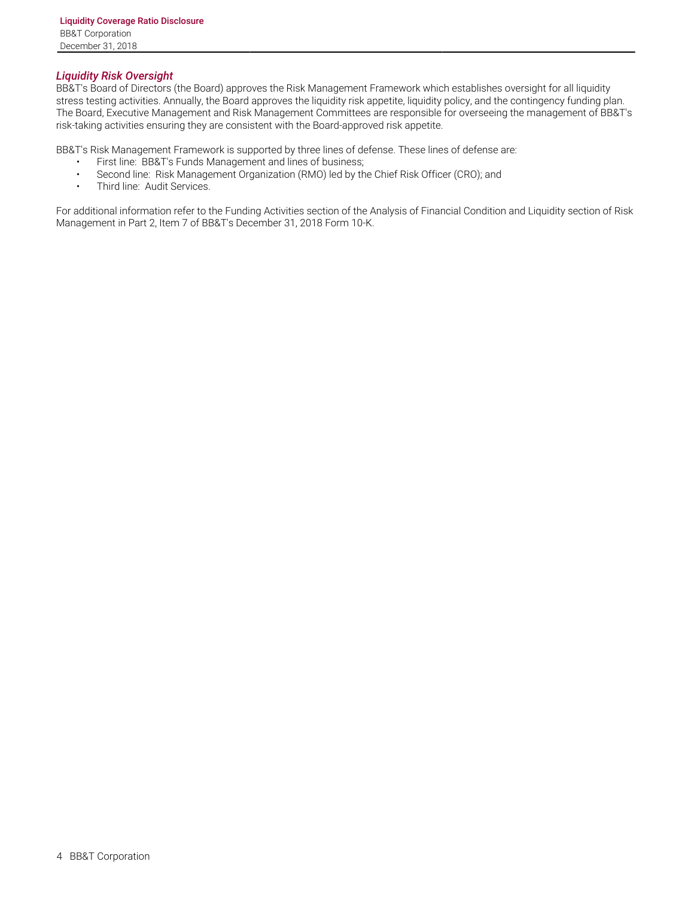## *Liquidity Risk Oversight*

BB&T's Board of Directors (the Board) approves the Risk Management Framework which establishes oversight for all liquidity stress testing activities. Annually, the Board approves the liquidity risk appetite, liquidity policy, and the contingency funding plan. The Board, Executive Management and Risk Management Committees are responsible for overseeing the management of BB&T's risk-taking activities ensuring they are consistent with the Board-approved risk appetite.

BB&T's Risk Management Framework is supported by three lines of defense. These lines of defense are:

- First line: BB&T's Funds Management and lines of business;
- Second line: Risk Management Organization (RMO) led by the Chief Risk Officer (CRO); and
- Third line: Audit Services.

For additional information refer to the Funding Activities section of the Analysis of Financial Condition and Liquidity section of Risk Management in Part 2, Item 7 of BB&T's December 31, 2018 Form 10-K.